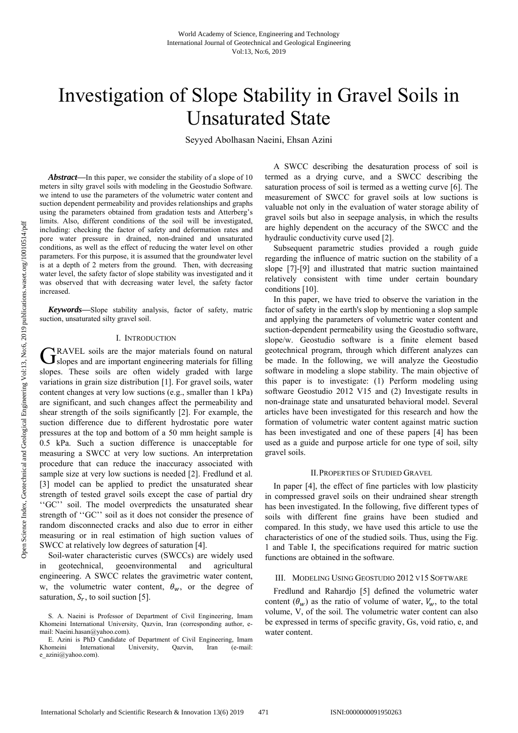# Investigation of Slope Stability in Gravel Soils in Unsaturated State

Seyyed Abolhasan Naeini, Ehsan Azini

***Abstract*—In this paper, we consider the stability of a slope of 10 meters in silty gravel soils with modeling in the Geostudio Software. we intend to use the parameters of the volumetric water content and suction dependent permeability and provides relationships and graphs using the parameters obtained from gradation tests and Atterberg's limits. Also, different conditions of the soil will be investigated, including: checking the factor of safety and deformation rates and pore water pressure in drained, non-drained and unsaturated conditions, as well as the effect of reducing the water level on other parameters. For this purpose, it is assumed that the groundwater level is at a depth of 2 meters from the ground. Then, with decreasing water level, the safety factor of slope stability was investigated and it was observed that with decreasing water level, the safety factor increased.

***Keywords*—Slope stability analysis, factor of safety, matric suction, unsaturated silty gravel soil.

## I. Introduction

GRAVEL soils are the major materials found on natural slopes and are important engineering materials for filling slopes. These soils are often widely graded with large variations in grain size distribution [1]. For gravel soils, water content changes at very low suctions (e.g., smaller than 1 kPa) are significant, and such changes affect the permeability and shear strength of the soils significantly [2]. For example, the suction difference due to different hydrostatic pore water pressures at the top and bottom of a 50 mm height sample is 0.5 kPa. Such a suction difference is unacceptable for measuring a SWCC at very low suctions. An interpretation procedure that can reduce the inaccuracy associated with sample size at very low suctions is needed [2]. Fredlund et al. [3] model can be applied to predict the unsaturated shear strength of tested gravel soils except the case of partial dry ''GC'' soil. The model overpredicts the unsaturated shear strength of ''GC'' soil as it does not consider the presence of random disconnected cracks and also due to error in either measuring or in real estimation of high suction values of SWCC at relatively low degrees of saturation [4].

Soil-water characteristic curves (SWCCs) are widely used in geotechnical, geoenvironmental and agricultural engineering. A SWCC relates the gravimetric water content, w, the volumetric water content, $\theta_w$, or the degree of saturation, $S_r$, to soil suction [5].

S. A. Naeini is Professor of Department of Civil Engineering, Imam Khomeini International University, Qazvin, Iran (corresponding author, e-mail: Naeini.hasan@yahoo.com).

E. Azini is PhD Candidate of Department of Civil Engineering, Imam Khomeini International University, Qazvin, Iran (e-mail: e_azini@yahoo.com).

A SWCC describing the desaturation process of soil is termed as a drying curve, and a SWCC describing the saturation process of soil is termed as a wetting curve [6]. The measurement of SWCC for gravel soils at low suctions is valuable not only in the evaluation of water storage ability of gravel soils but also in seepage analysis, in which the results are highly dependent on the accuracy of the SWCC and the hydraulic conductivity curve used [2].

Subsequent parametric studies provided a rough guide regarding the influence of matric suction on the stability of a slope [7]-[9] and illustrated that matric suction maintained relatively consistent with time under certain boundary conditions [10].

In this paper, we have tried to observe the variation in the factor of safety in the earth's slop by mentioning a slop sample and applying the parameters of volumetric water content and suction-dependent permeability using the Geostudio software, slope/w. Geostudio software is a finite element based geotechnical program, through which different analyzes can be made. In the following, we will analyze the Geostudio software in modeling a slope stability. The main objective of this paper is to investigate: (1) Perform modeling using software Geostudio 2012 V15 and (2) Investigate results in non-drainage state and unsaturated behavioral model. Several articles have been investigated for this research and how the formation of volumetric water content against matric suction has been investigated and one of these papers [4] has been used as a guide and purpose article for one type of soil, silty gravel soils.

## II. Properties of Studied Gravel

In paper [4], the effect of fine particles with low plasticity in compressed gravel soils on their undrained shear strength has been investigated. In the following, five different types of soils with different fine grains have been studied and compared. In this study, we have used this article to use the characteristics of one of the studied soils. Thus, using the Fig. 1 and Table I, the specifications required for matric suction functions are obtained in the software.

## III. Modeling Using Geostudio 2012 v15 Software

Fredlund and Rahardjo [5] defined the volumetric water content ($\theta_w$) as the ratio of volume of water, $V_w$, to the total volume, V, of the soil. The volumetric water content can also be expressed in terms of specific gravity, Gs, void ratio, e, and water content.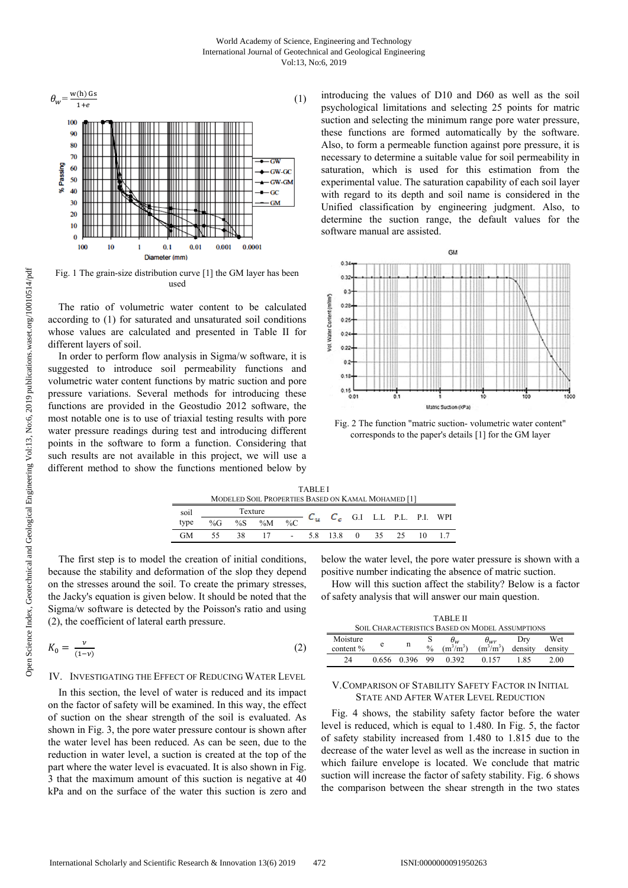$$\theta_w = \frac{w(h)\, Gs}{1+e} \quad (1)$$

Fig. 1 The grain-size distribution curve [1] the GM layer has been used

The ratio of volumetric water content to be calculated according to (1) for saturated and unsaturated soil conditions whose values are calculated and presented in Table II for different layers of soil.

In order to perform flow analysis in Sigma/w software, it is suggested to introduce soil permeability functions and volumetric water content functions by matric suction and pore pressure variations. Several methods for introducing these functions are provided in the Geostudio 2012 software, the most notable one is to use of triaxial testing results with pore water pressure readings during test and introducing different points in the software to form a function. Considering that such results are not available in this project, we will use a different method to show the functions mentioned below by introducing the values of D10 and D60 as well as the soil psychological limitations and selecting 25 points for matric suction and selecting the minimum range pore water pressure, these functions are formed automatically by the software. Also, to form a permeable function against pore pressure, it is necessary to determine a suitable value for soil permeability in saturation, which is used for this estimation from the experimental value. The saturation capability of each soil layer with regard to its depth and soil name is considered in the Unified classification by engineering judgment. Also, to determine the suction range, the default values for the software manual are assisted.

Fig. 2 The function "matric suction- volumetric water content" corresponds to the paper's details [1] for the GM layer

TABLE I
MODELED SOIL PROPERTIES BASED ON KAMAL MOHAMED [1]

| soil type | Texture | | | | $C_u$ | $C_c$ | G.I | L.L | P.L. | P.I. | WPI |
|---|---|---|---|---|---|---|---|---|---|---|---|
| | %G | %S | %M | %C | | | | | | | |
| GM | 55 | 38 | 17 | - | 5.8 | 13.8 | 0 | 35 | 25 | 10 | 1.7 |

The first step is to model the creation of initial conditions, because the stability and deformation of the slop they depend on the stresses around the soil. To create the primary stresses, the Jacky's equation is given below. It should be noted that the Sigma/w software is detected by the Poisson's ratio and using (2), the coefficient of lateral earth pressure.

$$K_0 = \frac{\nu}{(1-\nu)} \quad (2)$$

## IV. Investigating the Effect of Reducing Water Level

In this section, the level of water is reduced and its impact on the factor of safety will be examined. In this way, the effect of suction on the shear strength of the soil is evaluated. As shown in Fig. 3, the pore water pressure contour is shown after the water level has been reduced. As can be seen, due to the reduction in water level, a suction is created at the top of the part where the water level is evacuated. It is also shown in Fig. 3 that the maximum amount of this suction is negative at 40 kPa and on the surface of the water this suction is zero and below the water level, the pore water pressure is shown with a positive number indicating the absence of matric suction.

How will this suction affect the stability? Below is a factor of safety analysis that will answer our main question.

TABLE II
SOIL CHARACTERISTICS BASED ON MODEL ASSUMPTIONS

| Moisture content % | e | n | S % | $\theta_w$ ($m^3/m^3$) | $\theta_{wr}$ ($m^3/m^3$) | Dry density | Wet density |
|---|---|---|---|---|---|---|---|
| 24 | 0.656 | 0.396 | 99 | 0.392 | 0.157 | 1.85 | 2.00 |

## V. Comparison of Stability Safety Factor in Initial State and After Water Level Reduction

Fig. 4 shows, the stability safety factor before the water level is reduced, which is equal to 1.480. In Fig. 5, the factor of safety stability increased from 1.480 to 1.815 due to the decrease of the water level as well as the increase in suction in which failure envelope is located. We conclude that matric suction will increase the factor of safety stability. Fig. 6 shows the comparison between the shear strength in the two states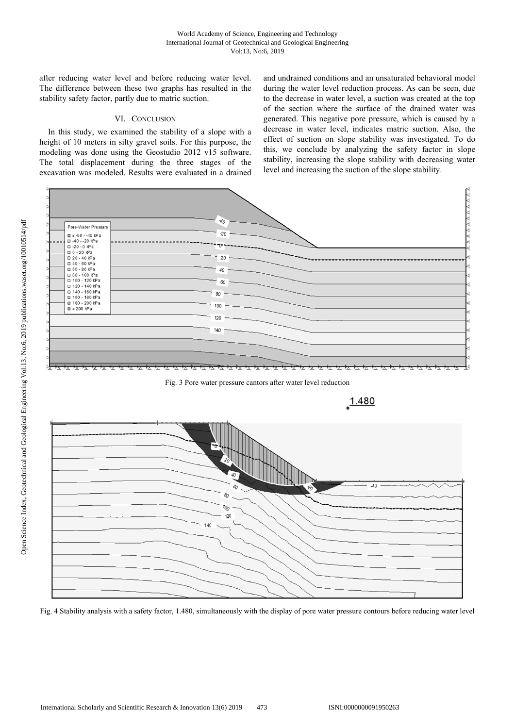after reducing water level and before reducing water level. The difference between these two graphs has resulted in the stability safety factor, partly due to matric suction.

## VI. Conclusion

In this study, we examined the stability of a slope with a height of 10 meters in silty gravel soils. For this purpose, the modeling was done using the Geostudio 2012 v15 software. The total displacement during the three stages of the excavation was modeled. Results were evaluated in a drained and undrained conditions and an unsaturated behavioral model during the water level reduction process. As can be seen, due to the decrease in water level, a suction was created at the top of the section where the surface of the drained water was generated. This negative pore pressure, which is caused by a decrease in water level, indicates matric suction. Also, the effect of suction on slope stability was investigated. To do this, we conclude by analyzing the safety factor in slope stability, increasing the slope stability with decreasing water level and increasing the suction of the slope stability.

Fig. 3 Pore water pressure cantors after water level reduction

Fig. 4 Stability analysis with a safety factor, 1.480, simultaneously with the display of pore water pressure contours before reducing water level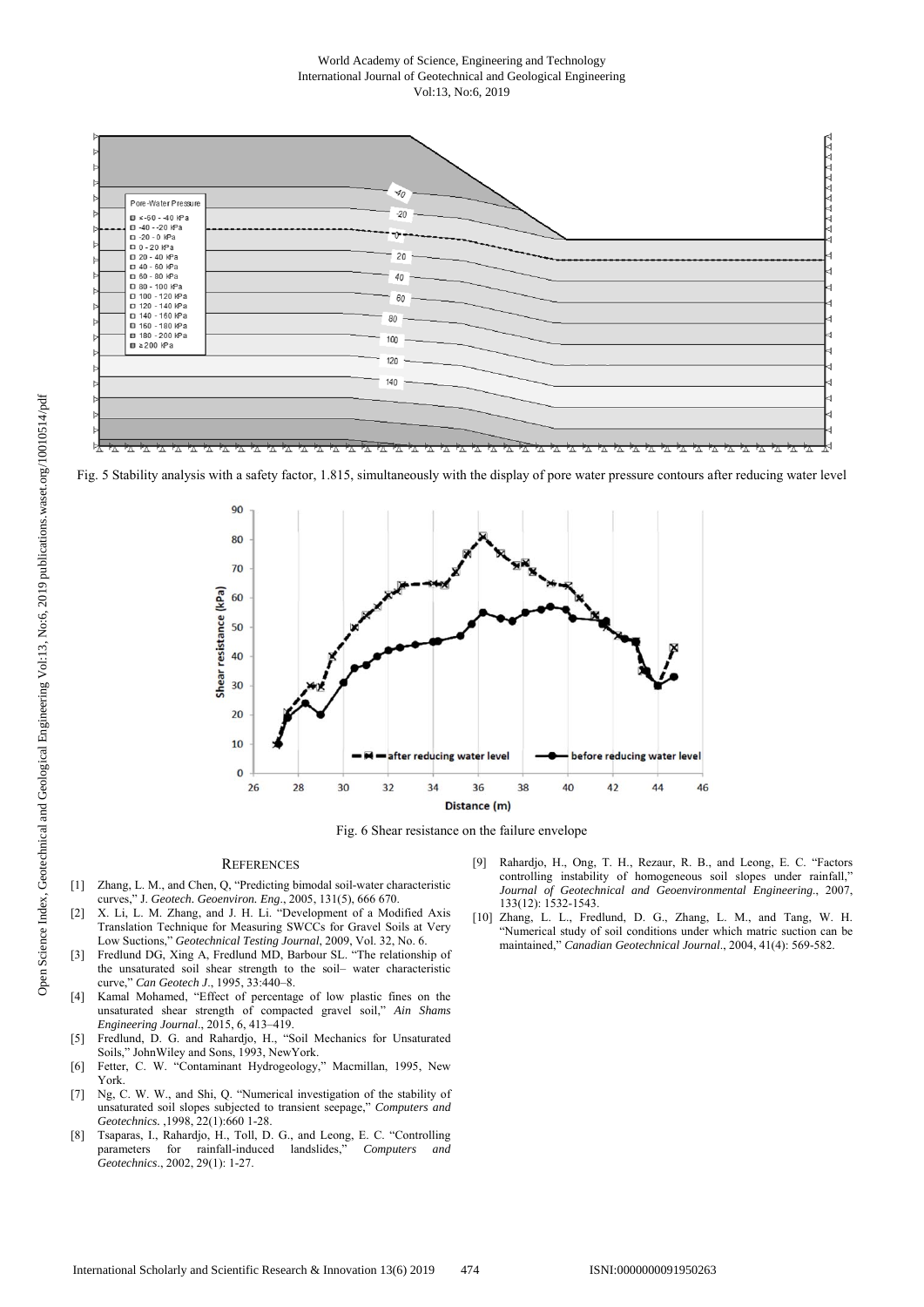Pore-Water Pressure
< -60 - -40 kPa
-40 - -20 kPa
-20 - 0 kPa
0 - 20 kPa
20 - 40 kPa
40 - 60 kPa
60 - 80 kPa
80 - 100 kPa
100 - 120 kPa
120 - 140 kPa
140 - 160 kPa
160 - 180 kPa
180 - 200 kPa
≥200 kPa

-40
-20
0
20
40
60
80
100
120
140

Fig. 5 Stability analysis with a safety factor, 1.815, simultaneously with the display of pore water pressure contours after reducing water level

Shear resistance (kPa)
0
10
20
30
40
50
60
70
80
90
26
28
30
32
34
36
38
40
42
44
46
Distance (m)
after reducing water level
before reducing water level

Fig. 6 Shear resistance on the failure envelope

## REFERENCES

[1] Zhang, L. M., and Chen, Q, "Predicting bimodal soil-water characteristic curves," J. *Geotech. Geoenviron. Eng*., 2005, 131(5), 666 670.

[2] X. Li, L. M. Zhang, and J. H. Li. "Development of a Modified Axis Translation Technique for Measuring SWCCs for Gravel Soils at Very Low Suctions," *Geotechnical Testing Journal*, 2009, Vol. 32, No. 6.

[3] Fredlund DG, Xing A, Fredlund MD, Barbour SL. "The relationship of the unsaturated soil shear strength to the soil– water characteristic curve," *Can Geotech J*., 1995, 33:440–8.

[4] Kamal Mohamed, "Effect of percentage of low plastic fines on the unsaturated shear strength of compacted gravel soil," *Ain Shams Engineering Journal*., 2015, 6, 413–419.

[5] Fredlund, D. G. and Rahardjo, H., "Soil Mechanics for Unsaturated Soils," JohnWiley and Sons, 1993, NewYork.

[6] Fetter, C. W. "Contaminant Hydrogeology," Macmillan, 1995, New York.

[7] Ng, C. W. W., and Shi, Q. "Numerical investigation of the stability of unsaturated soil slopes subjected to transient seepage," *Computers and Geotechnics*. ,1998, 22(1):660 1-28.

[8] Tsaparas, I., Rahardjo, H., Toll, D. G., and Leong, E. C. "Controlling parameters for rainfall-induced landslides," *Computers and Geotechnics*., 2002, 29(1): 1-27.

[9] Rahardjo, H., Ong, T. H., Rezaur, R. B., and Leong, E. C. "Factors controlling instability of homogeneous soil slopes under rainfall," *Journal of Geotechnical and Geoenvironmental Engineering*., 2007, 133(12): 1532-1543.

[10] Zhang, L. L., Fredlund, D. G., Zhang, L. M., and Tang, W. H. "Numerical study of soil conditions under which matric suction can be maintained," *Canadian Geotechnical Journal*., 2004, 41(4): 569-582.